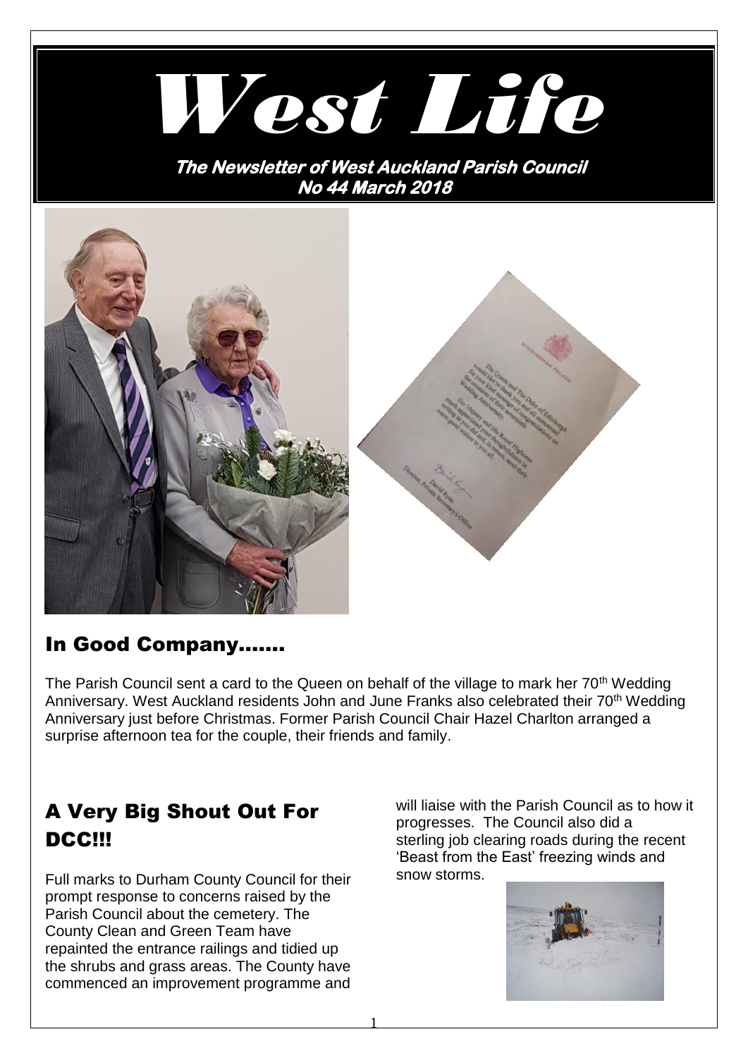# West Life

**The Newsletter of West Auckland Parish Council**
**No 44 March 2018**

## In Good Company.......

The Parish Council sent a card to the Queen on behalf of the village to mark her 70th Wedding Anniversary. West Auckland residents John and June Franks also celebrated their 70th Wedding Anniversary just before Christmas. Former Parish Council Chair Hazel Charlton arranged a surprise afternoon tea for the couple, their friends and family.

## A Very Big Shout Out For DCC!!!

Full marks to Durham County Council for their prompt response to concerns raised by the Parish Council about the cemetery. The County Clean and Green Team have repainted the entrance railings and tidied up the shrubs and grass areas. The County have commenced an improvement programme and will liaise with the Parish Council as to how it progresses. The Council also did a sterling job clearing roads during the recent 'Beast from the East' freezing winds and snow storms.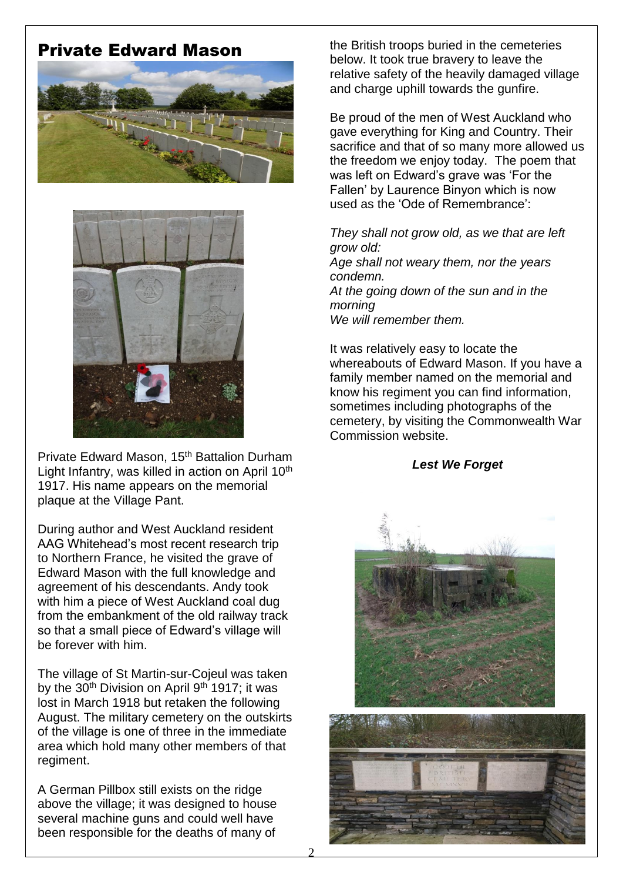# Private Edward Mason

Private Edward Mason, 15th Battalion Durham Light Infantry, was killed in action on April 10th 1917. His name appears on the memorial plaque at the Village Pant.

During author and West Auckland resident AAG Whitehead's most recent research trip to Northern France, he visited the grave of Edward Mason with the full knowledge and agreement of his descendants. Andy took with him a piece of West Auckland coal dug from the embankment of the old railway track so that a small piece of Edward's village will be forever with him.

The village of St Martin-sur-Cojeul was taken by the 30th Division on April 9th 1917; it was lost in March 1918 but retaken the following August. The military cemetery on the outskirts of the village is one of three in the immediate area which hold many other members of that regiment.

A German Pillbox still exists on the ridge above the village; it was designed to house several machine guns and could well have been responsible for the deaths of many of the British troops buried in the cemeteries below. It took true bravery to leave the relative safety of the heavily damaged village and charge uphill towards the gunfire.

Be proud of the men of West Auckland who gave everything for King and Country. Their sacrifice and that of so many more allowed us the freedom we enjoy today. The poem that was left on Edward's grave was 'For the Fallen' by Laurence Binyon which is now used as the 'Ode of Remembrance':

*They shall not grow old, as we that are left grow old:*
*Age shall not weary them, nor the years condemn.*
*At the going down of the sun and in the morning*
*We will remember them.*

It was relatively easy to locate the whereabouts of Edward Mason. If you have a family member named on the memorial and know his regiment you can find information, sometimes including photographs of the cemetery, by visiting the Commonwealth War Commission website.

***Lest We Forget***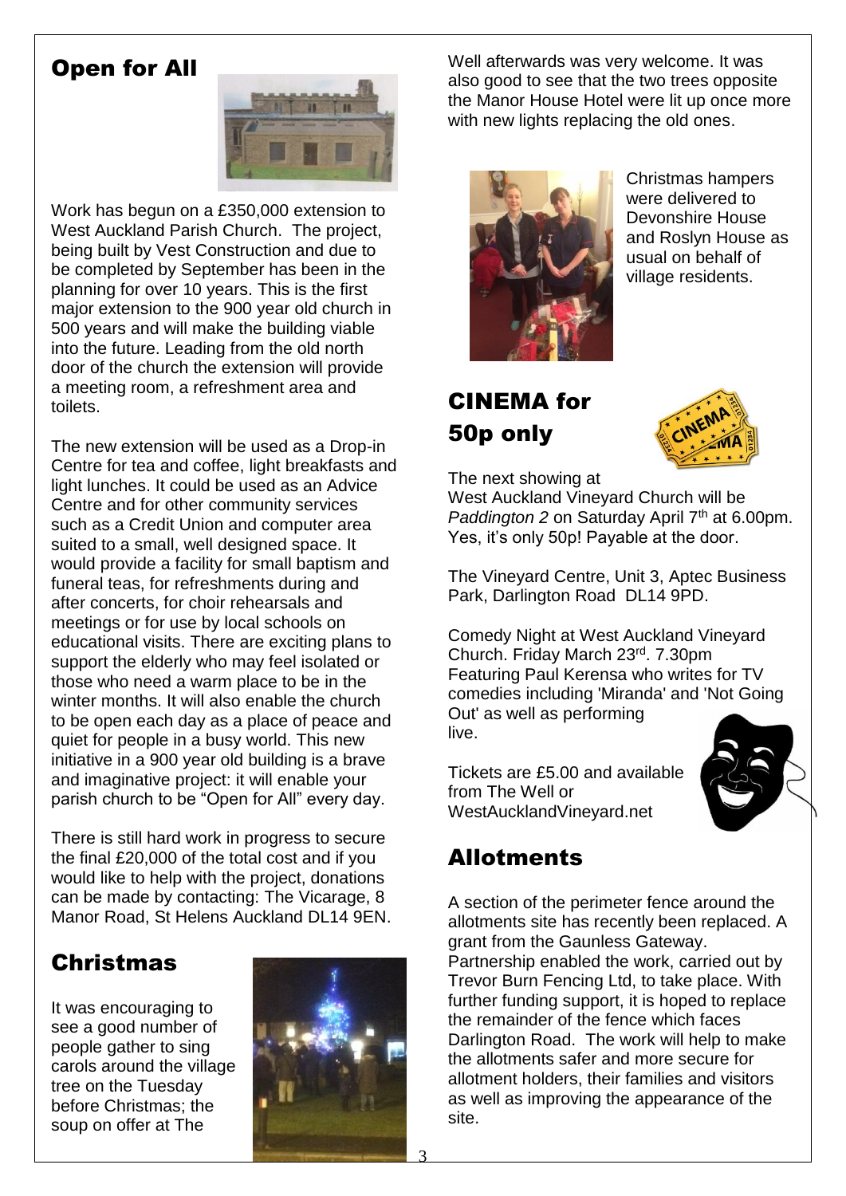## Open for All

Work has begun on a £350,000 extension to West Auckland Parish Church. The project, being built by Vest Construction and due to be completed by September has been in the planning for over 10 years. This is the first major extension to the 900 year old church in 500 years and will make the building viable into the future. Leading from the old north door of the church the extension will provide a meeting room, a refreshment area and toilets.

The new extension will be used as a Drop-in Centre for tea and coffee, light breakfasts and light lunches. It could be used as an Advice Centre and for other community services such as a Credit Union and computer area suited to a small, well designed space. It would provide a facility for small baptism and funeral teas, for refreshments during and after concerts, for choir rehearsals and meetings or for use by local schools on educational visits. There are exciting plans to support the elderly who may feel isolated or those who need a warm place to be in the winter months. It will also enable the church to be open each day as a place of peace and quiet for people in a busy world. This new initiative in a 900 year old building is a brave and imaginative project: it will enable your parish church to be "Open for All" every day.

There is still hard work in progress to secure the final £20,000 of the total cost and if you would like to help with the project, donations can be made by contacting: The Vicarage, 8 Manor Road, St Helens Auckland DL14 9EN.

## Christmas

It was encouraging to see a good number of people gather to sing carols around the village tree on the Tuesday before Christmas; the soup on offer at The Well afterwards was very welcome. It was also good to see that the two trees opposite the Manor House Hotel were lit up once more with new lights replacing the old ones.

Christmas hampers were delivered to Devonshire House and Roslyn House as usual on behalf of village residents.

## CINEMA for 50p only

The next showing at West Auckland Vineyard Church will be *Paddington 2* on Saturday April 7th at 6.00pm. Yes, it's only 50p! Payable at the door.

The Vineyard Centre, Unit 3, Aptec Business Park, Darlington Road DL14 9PD.

Comedy Night at West Auckland Vineyard Church. Friday March 23rd. 7.30pm Featuring Paul Kerensa who writes for TV comedies including 'Miranda' and 'Not Going Out' as well as performing live.

Tickets are £5.00 and available from The Well or WestAucklandVineyard.net

## Allotments

A section of the perimeter fence around the allotments site has recently been replaced. A grant from the Gaunless Gateway. Partnership enabled the work, carried out by Trevor Burn Fencing Ltd, to take place. With further funding support, it is hoped to replace the remainder of the fence which faces Darlington Road. The work will help to make the allotments safer and more secure for allotment holders, their families and visitors as well as improving the appearance of the site.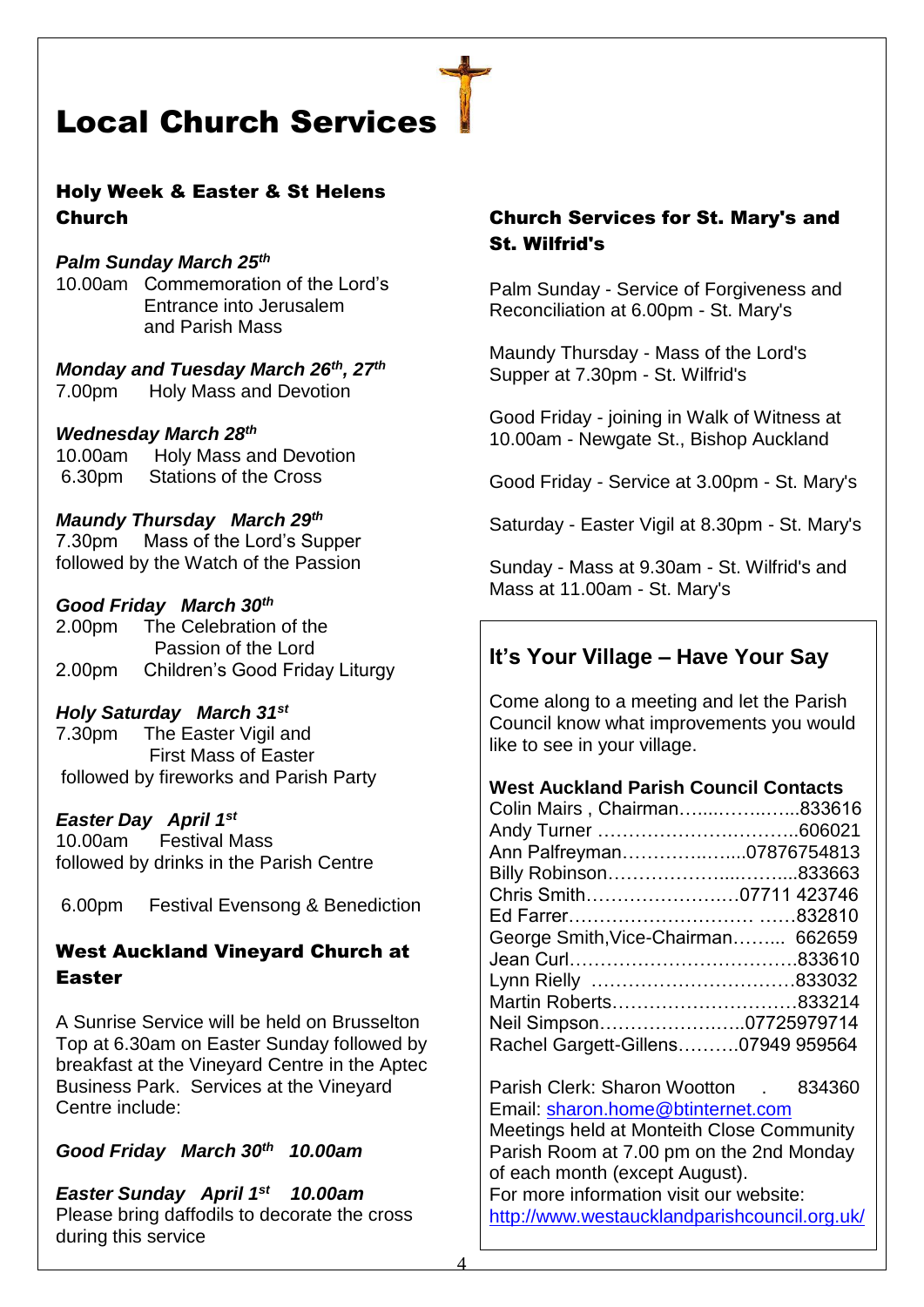# Local Church Services

## Holy Week & Easter & St Helens Church

***Palm Sunday March 25th***
10.00am Commemoration of the Lord's Entrance into Jerusalem and Parish Mass

***Monday and Tuesday March 26th, 27th***
7.00pm Holy Mass and Devotion

***Wednesday March 28th***
10.00am Holy Mass and Devotion
6.30pm Stations of the Cross

***Maundy Thursday March 29th***
7.30pm Mass of the Lord's Supper followed by the Watch of the Passion

***Good Friday March 30th***
2.00pm The Celebration of the Passion of the Lord
2.00pm Children's Good Friday Liturgy

***Holy Saturday March 31st***
7.30pm The Easter Vigil and First Mass of Easter
followed by fireworks and Parish Party

***Easter Day April 1st***
10.00am Festival Mass
followed by drinks in the Parish Centre

6.00pm Festival Evensong & Benediction

## West Auckland Vineyard Church at Easter

A Sunrise Service will be held on Brusselton Top at 6.30am on Easter Sunday followed by breakfast at the Vineyard Centre in the Aptec Business Park. Services at the Vineyard Centre include:

***Good Friday March 30th 10.00am***

***Easter Sunday April 1st 10.00am***
Please bring daffodils to decorate the cross during this service

## Church Services for St. Mary's and St. Wilfrid's

Palm Sunday - Service of Forgiveness and Reconciliation at 6.00pm - St. Mary's

Maundy Thursday - Mass of the Lord's Supper at 7.30pm - St. Wilfrid's

Good Friday - joining in Walk of Witness at 10.00am - Newgate St., Bishop Auckland

Good Friday - Service at 3.00pm - St. Mary's

Saturday - Easter Vigil at 8.30pm - St. Mary's

Sunday - Mass at 9.30am - St. Wilfrid's and Mass at 11.00am - St. Mary's

## It's Your Village – Have Your Say

Come along to a meeting and let the Parish Council know what improvements you would like to see in your village.

**West Auckland Parish Council Contacts**

Colin Mairs , Chairman…………….833616
Andy Turner ……………………….606021
Ann Palfreyman……………...07876754813
Billy Robinson………………………833663
Chris Smith…………………07711 423746
Ed Farrer……………………………832810
George Smith,Vice-Chairman……. 662659
Jean Curl…………………………….833610
Lynn Rielly ………………………….833032
Martin Roberts……………………..833214
Neil Simpson…………………..07725979714
Rachel Gargett-Gillens……….07949 959564

Parish Clerk: Sharon Wootton . 834360
Email: sharon.home@btinternet.com
Meetings held at Monteith Close Community Parish Room at 7.00 pm on the 2nd Monday of each month (except August).
For more information visit our website:
http://www.westaucklandparishcouncil.org.uk/